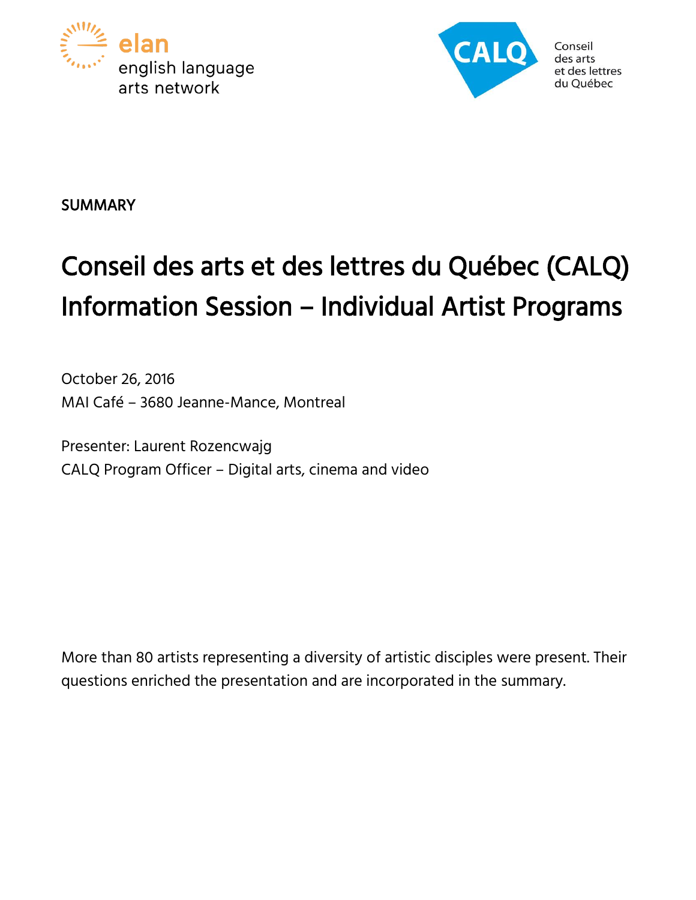elan
english language
arts network

CALQ
Conseil
des arts
et des lettres
du Québec

SUMMARY

# Conseil des arts et des lettres du Québec (CALQ) Information Session – Individual Artist Programs

October 26, 2016
MAI Café – 3680 Jeanne-Mance, Montreal

Presenter: Laurent Rozencwajg
CALQ Program Officer – Digital arts, cinema and video

More than 80 artists representing a diversity of artistic disciples were present. Their questions enriched the presentation and are incorporated in the summary.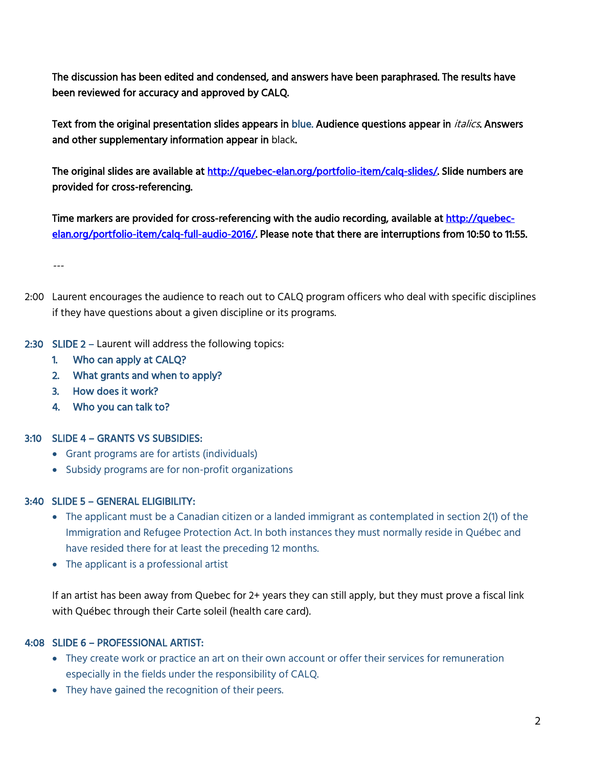The discussion has been edited and condensed, and answers have been paraphrased. The results have been reviewed for accuracy and approved by CALQ.

Text from the original presentation slides appears in blue. Audience questions appear in *italics*. Answers and other supplementary information appear in black.

The original slides are available at http://quebec-elan.org/portfolio-item/calq-slides/. Slide numbers are provided for cross-referencing.

Time markers are provided for cross-referencing with the audio recording, available at http://quebec-elan.org/portfolio-item/calq-full-audio-2016/. Please note that there are interruptions from 10:50 to 11:55.

---

2:00 Laurent encourages the audience to reach out to CALQ program officers who deal with specific disciplines if they have questions about a given discipline or its programs.

2:30 SLIDE 2 – Laurent will address the following topics:

1. Who can apply at CALQ?
2. What grants and when to apply?
3. How does it work?
4. Who you can talk to?

3:10 SLIDE 4 – GRANTS VS SUBSIDIES:

- Grant programs are for artists (individuals)
- Subsidy programs are for non-profit organizations

3:40 SLIDE 5 – GENERAL ELIGIBILITY:

- The applicant must be a Canadian citizen or a landed immigrant as contemplated in section 2(1) of the Immigration and Refugee Protection Act. In both instances they must normally reside in Québec and have resided there for at least the preceding 12 months.
- The applicant is a professional artist

If an artist has been away from Quebec for 2+ years they can still apply, but they must prove a fiscal link with Québec through their Carte soleil (health care card).

4:08 SLIDE 6 – PROFESSIONAL ARTIST:

- They create work or practice an art on their own account or offer their services for remuneration especially in the fields under the responsibility of CALQ.
- They have gained the recognition of their peers.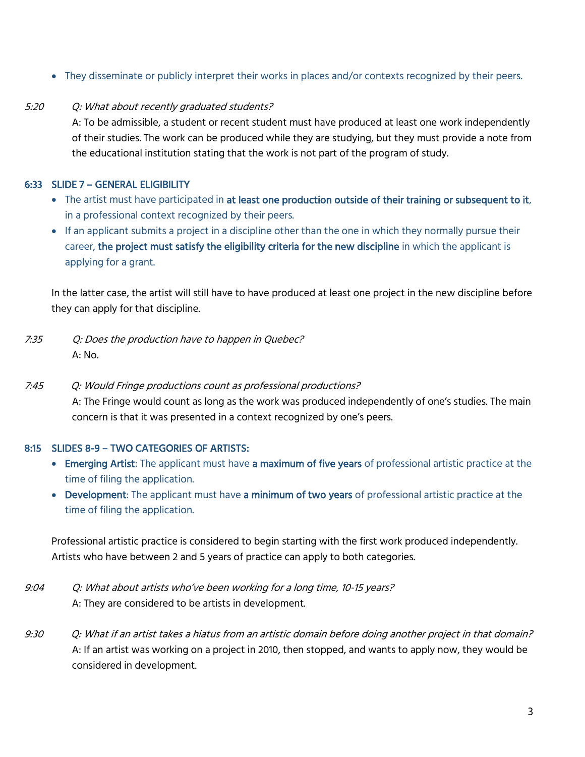- They disseminate or publicly interpret their works in places and/or contexts recognized by their peers.

*5:20* *Q: What about recently graduated students?*
A: To be admissible, a student or recent student must have produced at least one work independently of their studies. The work can be produced while they are studying, but they must provide a note from the educational institution stating that the work is not part of the program of study.

### 6:33 SLIDE 7 – GENERAL ELIGIBILITY

- The artist must have participated in **at least one production outside of their training or subsequent to it**, in a professional context recognized by their peers.
- If an applicant submits a project in a discipline other than the one in which they normally pursue their career, **the project must satisfy the eligibility criteria for the new discipline** in which the applicant is applying for a grant.

In the latter case, the artist will still have to have produced at least one project in the new discipline before they can apply for that discipline.

*7:35* *Q: Does the production have to happen in Quebec?*
A: No.

*7:45* *Q: Would Fringe productions count as professional productions?*
A: The Fringe would count as long as the work was produced independently of one's studies. The main concern is that it was presented in a context recognized by one's peers.

### 8:15 SLIDES 8-9 – TWO CATEGORIES OF ARTISTS:

- **Emerging Artist**: The applicant must have **a maximum of five years** of professional artistic practice at the time of filing the application.
- **Development**: The applicant must have **a minimum of two years** of professional artistic practice at the time of filing the application.

Professional artistic practice is considered to begin starting with the first work produced independently. Artists who have between 2 and 5 years of practice can apply to both categories.

*9:04* *Q: What about artists who've been working for a long time, 10-15 years?*
A: They are considered to be artists in development.

*9:30* *Q: What if an artist takes a hiatus from an artistic domain before doing another project in that domain?*
A: If an artist was working on a project in 2010, then stopped, and wants to apply now, they would be considered in development.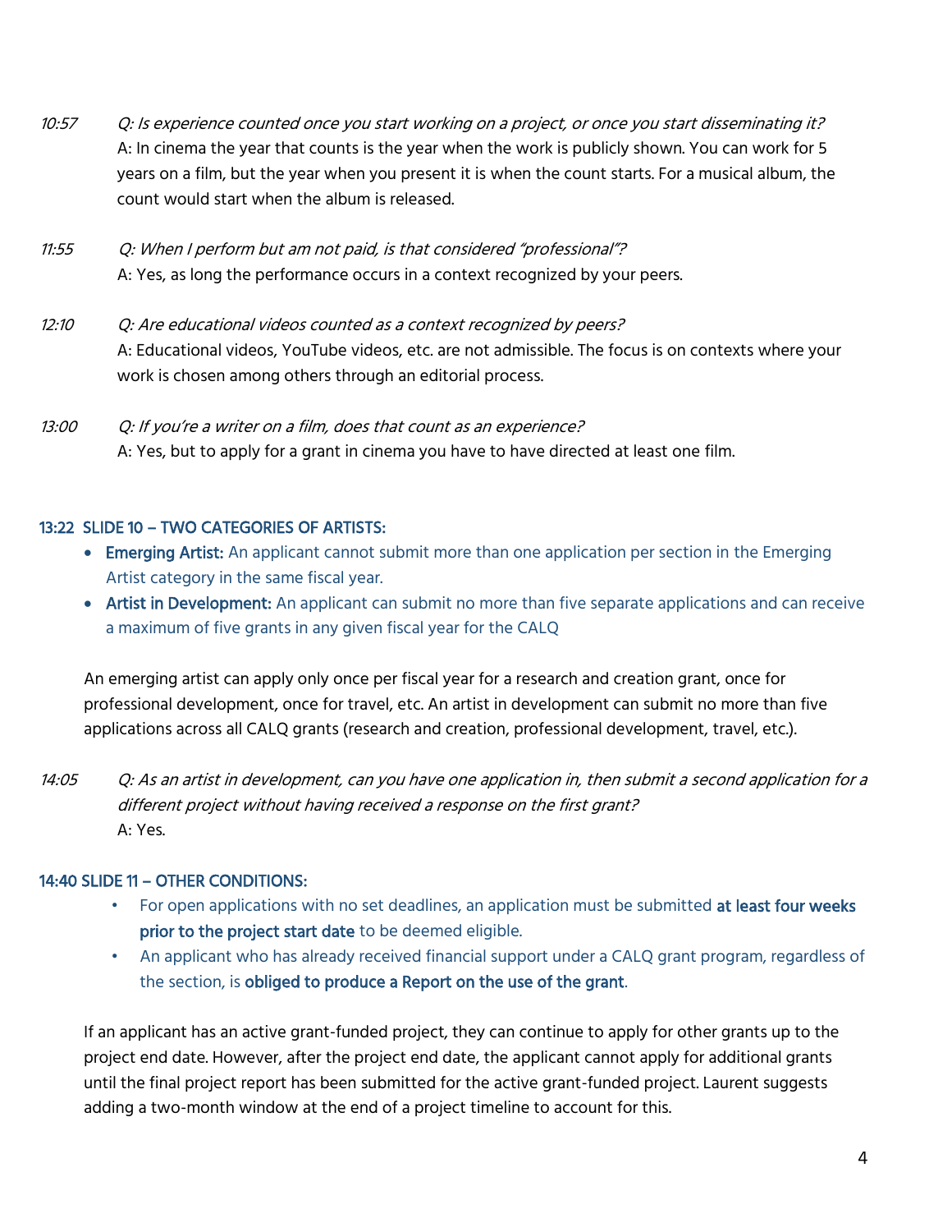10:57 *Q: Is experience counted once you start working on a project, or once you start disseminating it?*
A: In cinema the year that counts is the year when the work is publicly shown. You can work for 5 years on a film, but the year when you present it is when the count starts. For a musical album, the count would start when the album is released.

11:55 *Q: When I perform but am not paid, is that considered "professional"?*
A: Yes, as long the performance occurs in a context recognized by your peers.

12:10 *Q: Are educational videos counted as a context recognized by peers?*
A: Educational videos, YouTube videos, etc. are not admissible. The focus is on contexts where your work is chosen among others through an editorial process.

13:00 *Q: If you're a writer on a film, does that count as an experience?*
A: Yes, but to apply for a grant in cinema you have to have directed at least one film.

### 13:22 SLIDE 10 – TWO CATEGORIES OF ARTISTS:

- **Emerging Artist:** An applicant cannot submit more than one application per section in the Emerging Artist category in the same fiscal year.
- **Artist in Development:** An applicant can submit no more than five separate applications and can receive a maximum of five grants in any given fiscal year for the CALQ

An emerging artist can apply only once per fiscal year for a research and creation grant, once for professional development, once for travel, etc. An artist in development can submit no more than five applications across all CALQ grants (research and creation, professional development, travel, etc.).

14:05 *Q: As an artist in development, can you have one application in, then submit a second application for a different project without having received a response on the first grant?*
A: Yes.

### 14:40 SLIDE 11 – OTHER CONDITIONS:

- For open applications with no set deadlines, an application must be submitted **at least four weeks prior to the project start date** to be deemed eligible.
- An applicant who has already received financial support under a CALQ grant program, regardless of the section, is **obliged to produce a Report on the use of the grant**.

If an applicant has an active grant-funded project, they can continue to apply for other grants up to the project end date. However, after the project end date, the applicant cannot apply for additional grants until the final project report has been submitted for the active grant-funded project. Laurent suggests adding a two-month window at the end of a project timeline to account for this.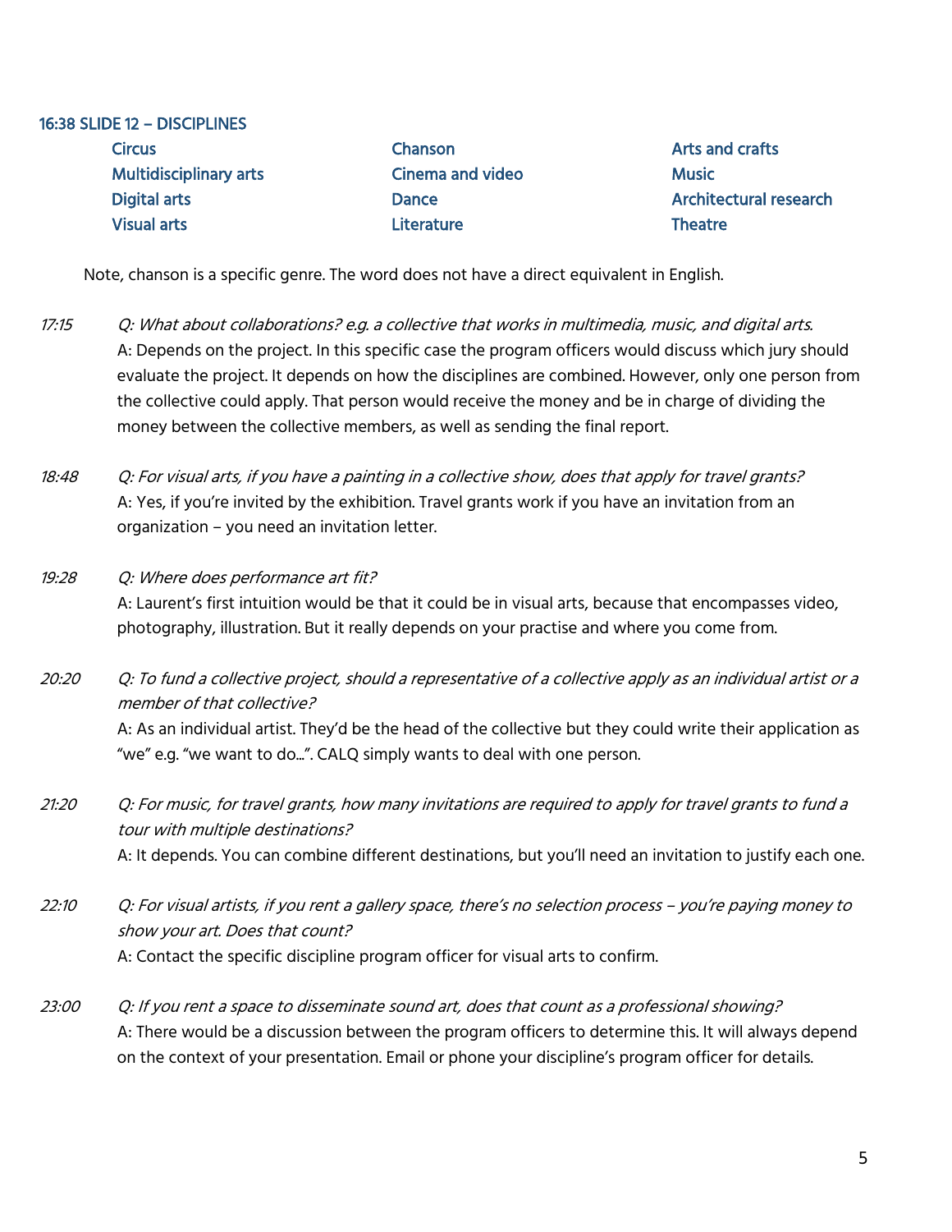### 16:38 SLIDE 12 – DISCIPLINES

| | | |
|---|---|---|
| Circus | Chanson | Arts and crafts |
| Multidisciplinary arts | Cinema and video | Music |
| Digital arts | Dance | Architectural research |
| Visual arts | Literature | Theatre |

Note, chanson is a specific genre. The word does not have a direct equivalent in English.

*17:15* *Q: What about collaborations? e.g. a collective that works in multimedia, music, and digital arts.*
A: Depends on the project. In this specific case the program officers would discuss which jury should evaluate the project. It depends on how the disciplines are combined. However, only one person from the collective could apply. That person would receive the money and be in charge of dividing the money between the collective members, as well as sending the final report.

*18:48* *Q: For visual arts, if you have a painting in a collective show, does that apply for travel grants?*
A: Yes, if you're invited by the exhibition. Travel grants work if you have an invitation from an organization – you need an invitation letter.

*19:28* *Q: Where does performance art fit?*
A: Laurent's first intuition would be that it could be in visual arts, because that encompasses video, photography, illustration. But it really depends on your practise and where you come from.

*20:20* *Q: To fund a collective project, should a representative of a collective apply as an individual artist or a member of that collective?*
A: As an individual artist. They'd be the head of the collective but they could write their application as "we" e.g. "we want to do…". CALQ simply wants to deal with one person.

*21:20* *Q: For music, for travel grants, how many invitations are required to apply for travel grants to fund a tour with multiple destinations?*
A: It depends. You can combine different destinations, but you'll need an invitation to justify each one.

*22:10* *Q: For visual artists, if you rent a gallery space, there's no selection process – you're paying money to show your art. Does that count?*
A: Contact the specific discipline program officer for visual arts to confirm.

*23:00* *Q: If you rent a space to disseminate sound art, does that count as a professional showing?*
A: There would be a discussion between the program officers to determine this. It will always depend on the context of your presentation. Email or phone your discipline's program officer for details.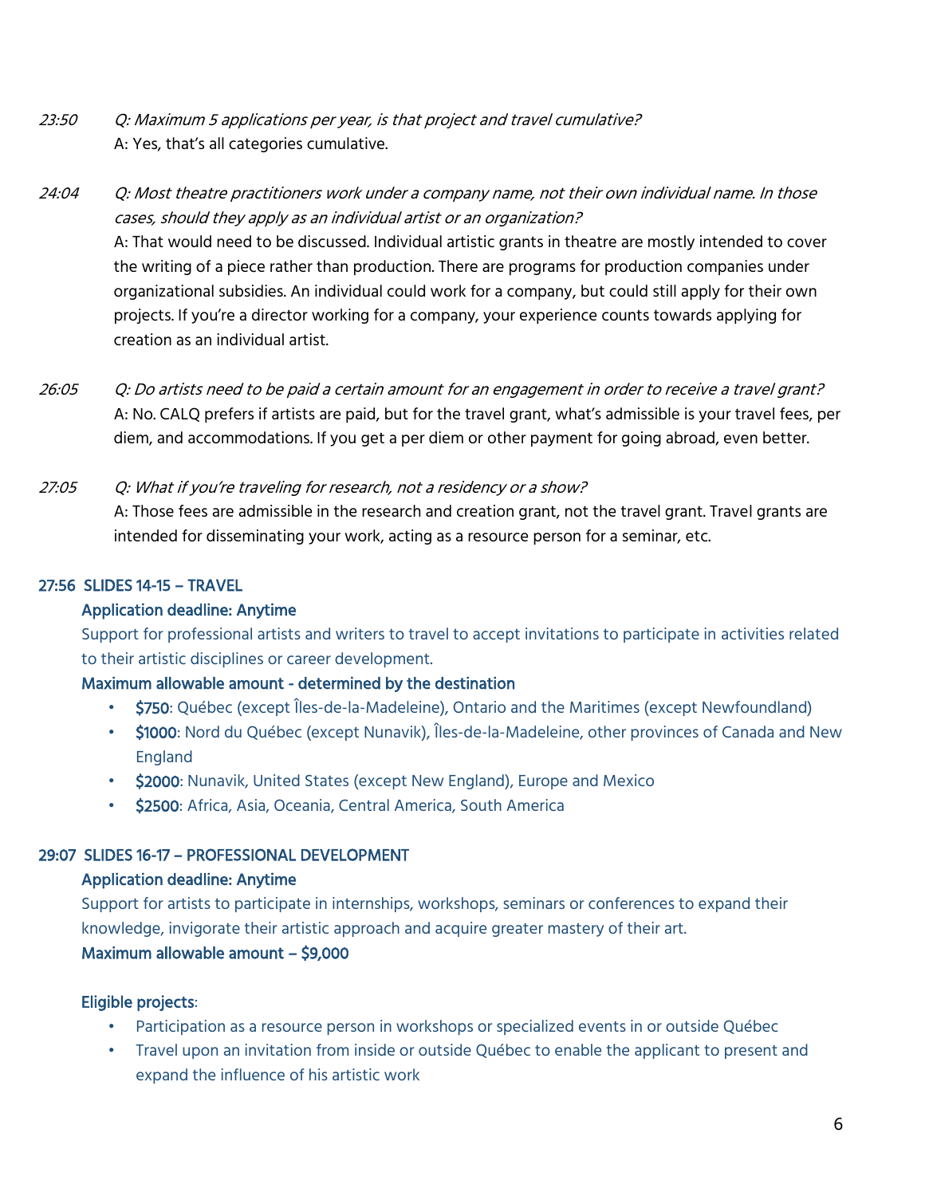*23:50* *Q: Maximum 5 applications per year, is that project and travel cumulative?*
A: Yes, that's all categories cumulative.

*24:04* *Q: Most theatre practitioners work under a company name, not their own individual name. In those cases, should they apply as an individual artist or an organization?*
A: That would need to be discussed. Individual artistic grants in theatre are mostly intended to cover the writing of a piece rather than production. There are programs for production companies under organizational subsidies. An individual could work for a company, but could still apply for their own projects. If you're a director working for a company, your experience counts towards applying for creation as an individual artist.

*26:05* *Q: Do artists need to be paid a certain amount for an engagement in order to receive a travel grant?*
A: No. CALQ prefers if artists are paid, but for the travel grant, what's admissible is your travel fees, per diem, and accommodations. If you get a per diem or other payment for going abroad, even better.

*27:05* *Q: What if you're traveling for research, not a residency or a show?*
A: Those fees are admissible in the research and creation grant, not the travel grant. Travel grants are intended for disseminating your work, acting as a resource person for a seminar, etc.

## 27:56 SLIDES 14-15 – TRAVEL

**Application deadline: Anytime**

Support for professional artists and writers to travel to accept invitations to participate in activities related to their artistic disciplines or career development.

**Maximum allowable amount - determined by the destination**

- **$750**: Québec (except Îles-de-la-Madeleine), Ontario and the Maritimes (except Newfoundland)
- **$1000**: Nord du Québec (except Nunavik), Îles-de-la-Madeleine, other provinces of Canada and New England
- **$2000**: Nunavik, United States (except New England), Europe and Mexico
- **$2500**: Africa, Asia, Oceania, Central America, South America

## 29:07 SLIDES 16-17 – PROFESSIONAL DEVELOPMENT

**Application deadline: Anytime**

Support for artists to participate in internships, workshops, seminars or conferences to expand their knowledge, invigorate their artistic approach and acquire greater mastery of their art.

**Maximum allowable amount – $9,000**

**Eligible projects**:

- Participation as a resource person in workshops or specialized events in or outside Québec
- Travel upon an invitation from inside or outside Québec to enable the applicant to present and expand the influence of his artistic work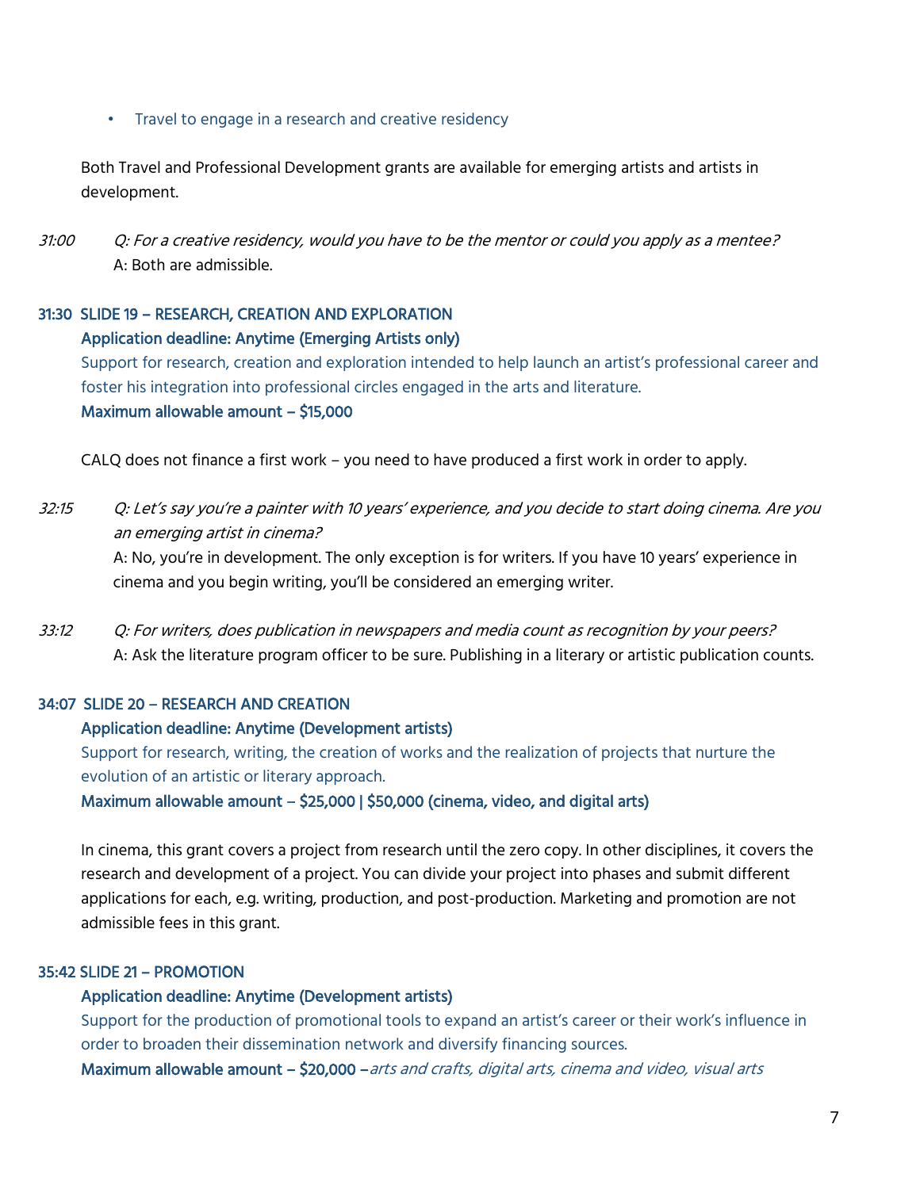- Travel to engage in a research and creative residency

Both Travel and Professional Development grants are available for emerging artists and artists in development.

*31:00* *Q: For a creative residency, would you have to be the mentor or could you apply as a mentee?*
A: Both are admissible.

### 31:30 SLIDE 19 – RESEARCH, CREATION AND EXPLORATION

**Application deadline: Anytime (Emerging Artists only)**

Support for research, creation and exploration intended to help launch an artist's professional career and foster his integration into professional circles engaged in the arts and literature.

**Maximum allowable amount – $15,000**

CALQ does not finance a first work – you need to have produced a first work in order to apply.

*32:15* *Q: Let's say you're a painter with 10 years' experience, and you decide to start doing cinema. Are you an emerging artist in cinema?*
A: No, you're in development. The only exception is for writers. If you have 10 years' experience in cinema and you begin writing, you'll be considered an emerging writer.

*33:12* *Q: For writers, does publication in newspapers and media count as recognition by your peers?*
A: Ask the literature program officer to be sure. Publishing in a literary or artistic publication counts.

### 34:07 SLIDE 20 – RESEARCH AND CREATION

**Application deadline: Anytime (Development artists)**

Support for research, writing, the creation of works and the realization of projects that nurture the evolution of an artistic or literary approach.

**Maximum allowable amount – $25,000 | $50,000 (cinema, video, and digital arts)**

In cinema, this grant covers a project from research until the zero copy. In other disciplines, it covers the research and development of a project. You can divide your project into phases and submit different applications for each, e.g. writing, production, and post-production. Marketing and promotion are not admissible fees in this grant.

### 35:42 SLIDE 21 – PROMOTION

**Application deadline: Anytime (Development artists)**

Support for the production of promotional tools to expand an artist's career or their work's influence in order to broaden their dissemination network and diversify financing sources.

**Maximum allowable amount – $20,000 –** *arts and crafts, digital arts, cinema and video, visual arts*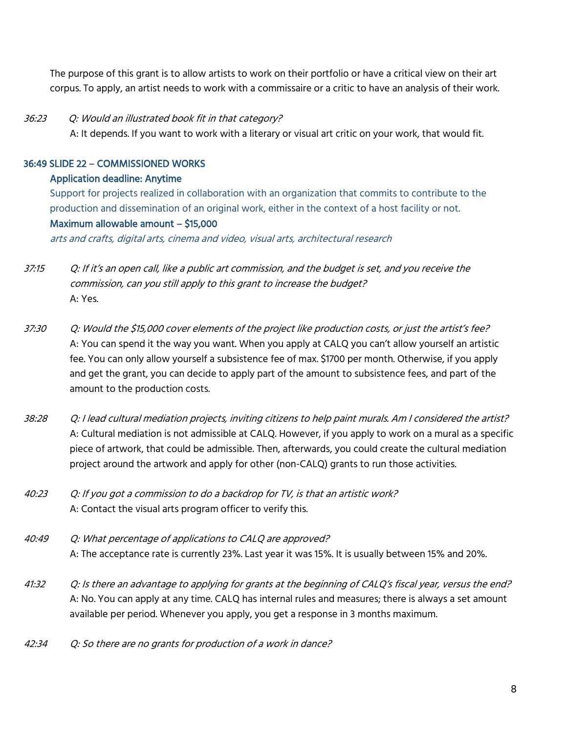The purpose of this grant is to allow artists to work on their portfolio or have a critical view on their art corpus. To apply, an artist needs to work with a commissaire or a critic to have an analysis of their work.

*36:23* *Q: Would an illustrated book fit in that category?*
A: It depends. If you want to work with a literary or visual art critic on your work, that would fit.

### 36:49 SLIDE 22 – COMMISSIONED WORKS

**Application deadline: Anytime**

Support for projects realized in collaboration with an organization that commits to contribute to the production and dissemination of an original work, either in the context of a host facility or not.

**Maximum allowable amount – $15,000**

*arts and crafts, digital arts, cinema and video, visual arts, architectural research*

*37:15* *Q: If it's an open call, like a public art commission, and the budget is set, and you receive the commission, can you still apply to this grant to increase the budget?*
A: Yes.

*37:30* *Q: Would the $15,000 cover elements of the project like production costs, or just the artist's fee?*
A: You can spend it the way you want. When you apply at CALQ you can't allow yourself an artistic fee. You can only allow yourself a subsistence fee of max. $1700 per month. Otherwise, if you apply and get the grant, you can decide to apply part of the amount to subsistence fees, and part of the amount to the production costs.

*38:28* *Q: I lead cultural mediation projects, inviting citizens to help paint murals. Am I considered the artist?*
A: Cultural mediation is not admissible at CALQ. However, if you apply to work on a mural as a specific piece of artwork, that could be admissible. Then, afterwards, you could create the cultural mediation project around the artwork and apply for other (non-CALQ) grants to run those activities.

*40:23* *Q: If you got a commission to do a backdrop for TV, is that an artistic work?*
A: Contact the visual arts program officer to verify this.

*40:49* *Q: What percentage of applications to CALQ are approved?*
A: The acceptance rate is currently 23%. Last year it was 15%. It is usually between 15% and 20%.

*41:32* *Q: Is there an advantage to applying for grants at the beginning of CALQ's fiscal year, versus the end?*
A: No. You can apply at any time. CALQ has internal rules and measures; there is always a set amount available per period. Whenever you apply, you get a response in 3 months maximum.

*42:34* *Q: So there are no grants for production of a work in dance?*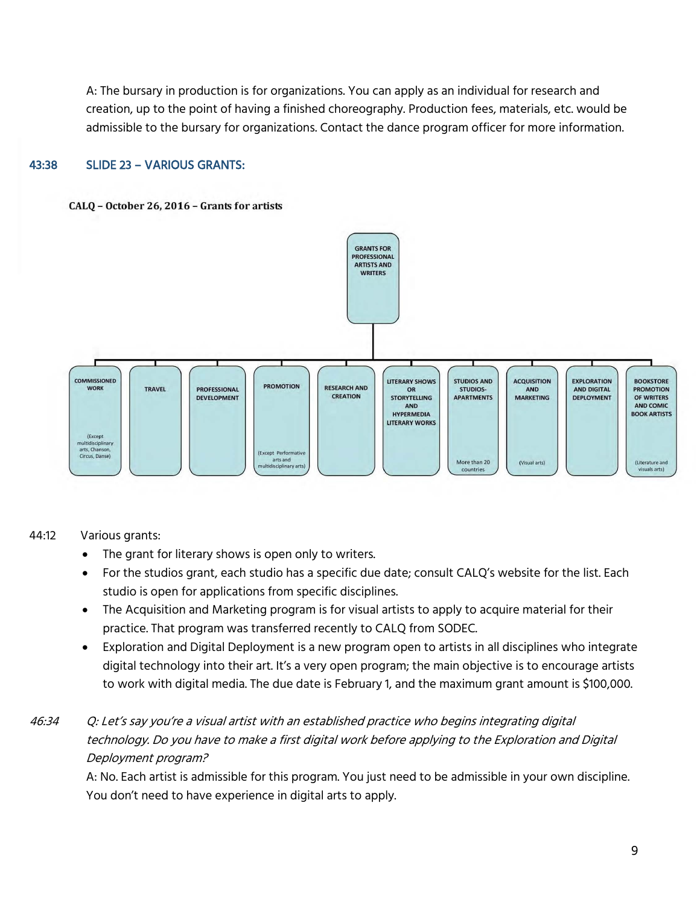A: The bursary in production is for organizations. You can apply as an individual for research and creation, up to the point of having a finished choreography. Production fees, materials, etc. would be admissible to the bursary for organizations. Contact the dance program officer for more information.

## 43:38 SLIDE 23 – VARIOUS GRANTS:

**CALQ – October 26, 2016 – Grants for artists**

GRANTS FOR PROFESSIONAL ARTISTS AND WRITERS

- COMMISSIONED WORK (Except multidisciplinary arts, Chanson, Circus, Danse)
- TRAVEL
- PROFESSIONAL DEVELOPMENT
- PROMOTION (Except Performative arts and multidisciplinary arts)
- RESEARCH AND CREATION
- LITERARY SHOWS OR STORYTELLING AND HYPERMEDIA LITERARY WORKS
- STUDIOS AND STUDIOS-APARTMENTS (More than 20 countries)
- ACQUISITION AND MARKETING (Visual arts)
- EXPLORATION AND DIGITAL DEPLOYMENT
- BOOKSTORE PROMOTION OF WRITERS AND COMIC BOOK ARTISTS (Literature and visuals arts)

44:12 Various grants:

- The grant for literary shows is open only to writers.
- For the studios grant, each studio has a specific due date; consult CALQ's website for the list. Each studio is open for applications from specific disciplines.
- The Acquisition and Marketing program is for visual artists to apply to acquire material for their practice. That program was transferred recently to CALQ from SODEC.
- Exploration and Digital Deployment is a new program open to artists in all disciplines who integrate digital technology into their art. It's a very open program; the main objective is to encourage artists to work with digital media. The due date is February 1, and the maximum grant amount is $100,000.

*46:34 Q: Let's say you're a visual artist with an established practice who begins integrating digital technology. Do you have to make a first digital work before applying to the Exploration and Digital Deployment program?*

A: No. Each artist is admissible for this program. You just need to be admissible in your own discipline. You don't need to have experience in digital arts to apply.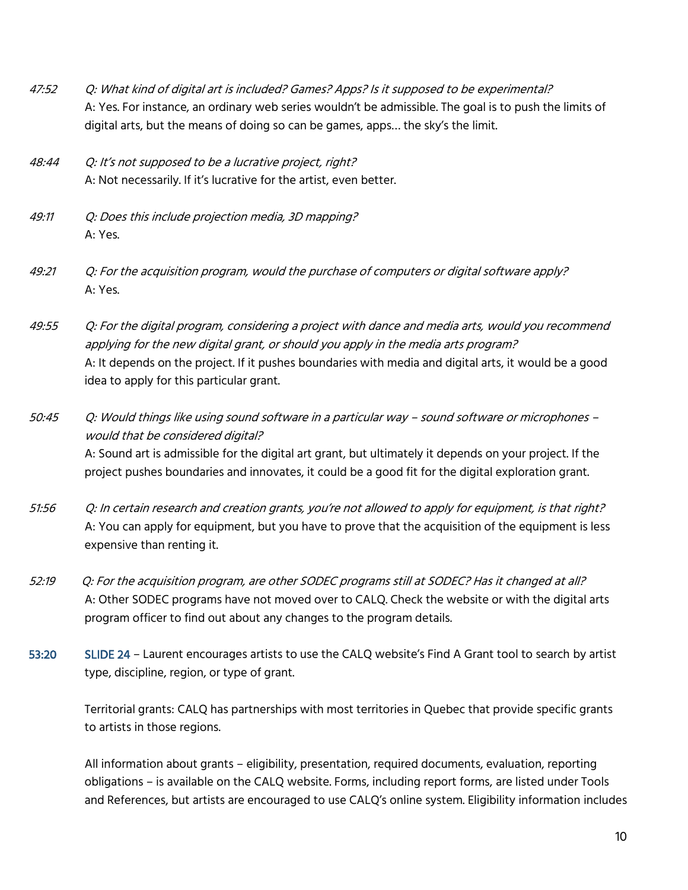*47:52* *Q: What kind of digital art is included? Games? Apps? Is it supposed to be experimental?*
A: Yes. For instance, an ordinary web series wouldn't be admissible. The goal is to push the limits of digital arts, but the means of doing so can be games, apps… the sky's the limit.

*48:44* *Q: It's not supposed to be a lucrative project, right?*
A: Not necessarily. If it's lucrative for the artist, even better.

*49:11* *Q: Does this include projection media, 3D mapping?*
A: Yes.

*49:21* *Q: For the acquisition program, would the purchase of computers or digital software apply?*
A: Yes.

*49:55* *Q: For the digital program, considering a project with dance and media arts, would you recommend applying for the new digital grant, or should you apply in the media arts program?*
A: It depends on the project. If it pushes boundaries with media and digital arts, it would be a good idea to apply for this particular grant.

*50:45* *Q: Would things like using sound software in a particular way – sound software or microphones – would that be considered digital?*
A: Sound art is admissible for the digital art grant, but ultimately it depends on your project. If the project pushes boundaries and innovates, it could be a good fit for the digital exploration grant.

*51:56* *Q: In certain research and creation grants, you're not allowed to apply for equipment, is that right?*
A: You can apply for equipment, but you have to prove that the acquisition of the equipment is less expensive than renting it.

*52:19* *Q: For the acquisition program, are other SODEC programs still at SODEC? Has it changed at all?*
A: Other SODEC programs have not moved over to CALQ. Check the website or with the digital arts program officer to find out about any changes to the program details.

**53:20** SLIDE 24 – Laurent encourages artists to use the CALQ website's Find A Grant tool to search by artist type, discipline, region, or type of grant.

Territorial grants: CALQ has partnerships with most territories in Quebec that provide specific grants to artists in those regions.

All information about grants – eligibility, presentation, required documents, evaluation, reporting obligations – is available on the CALQ website. Forms, including report forms, are listed under Tools and References, but artists are encouraged to use CALQ's online system. Eligibility information includes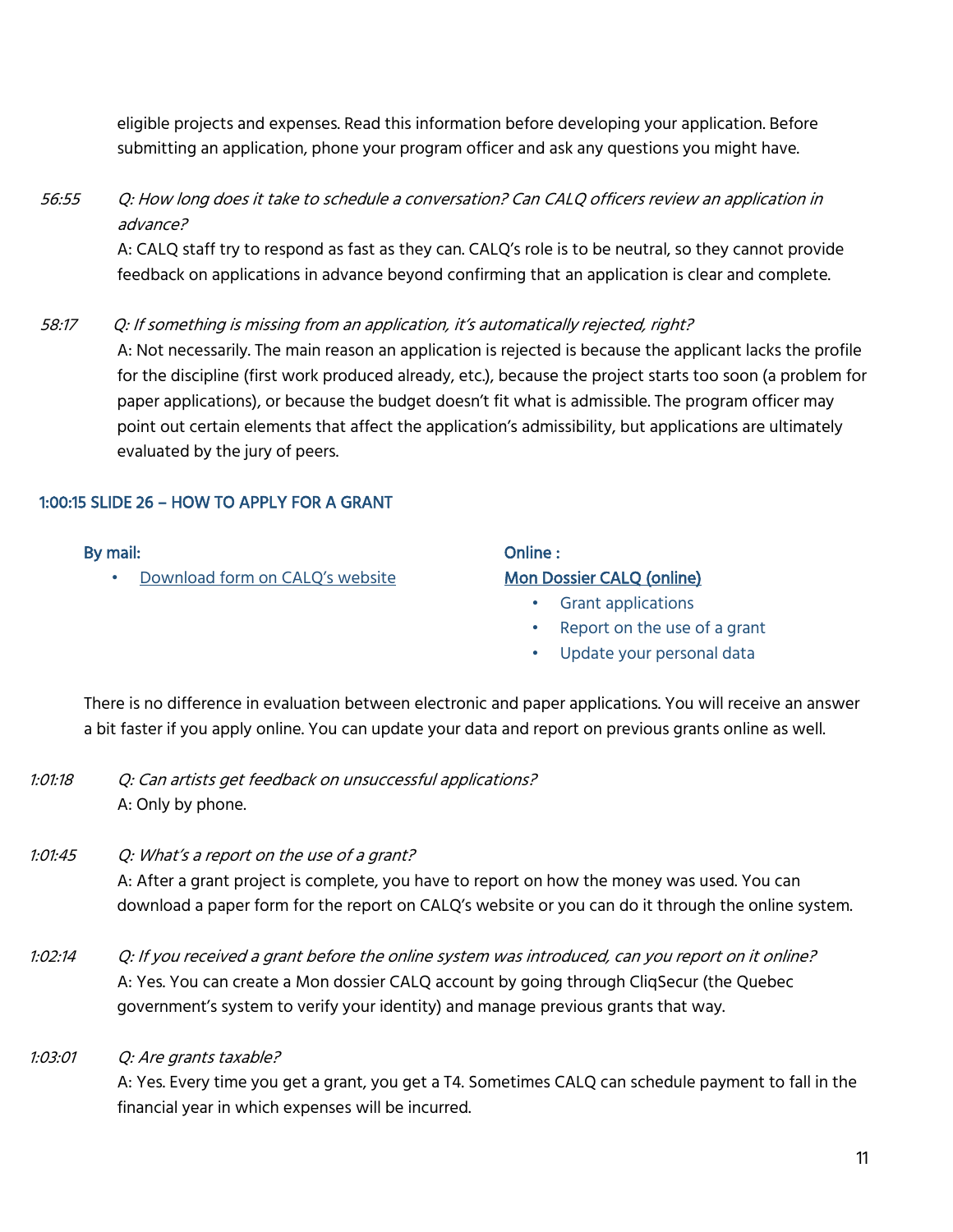eligible projects and expenses. Read this information before developing your application. Before submitting an application, phone your program officer and ask any questions you might have.

56:55 *Q: How long does it take to schedule a conversation? Can CALQ officers review an application in advance?*
A: CALQ staff try to respond as fast as they can. CALQ's role is to be neutral, so they cannot provide feedback on applications in advance beyond confirming that an application is clear and complete.

58:17 *Q: If something is missing from an application, it's automatically rejected, right?*
A: Not necessarily. The main reason an application is rejected is because the applicant lacks the profile for the discipline (first work produced already, etc.), because the project starts too soon (a problem for paper applications), or because the budget doesn't fit what is admissible. The program officer may point out certain elements that affect the application's admissibility, but applications are ultimately evaluated by the jury of peers.

## 1:00:15 SLIDE 26 – HOW TO APPLY FOR A GRANT

**By mail:**

- Download form on CALQ's website

**Online :**

Mon Dossier CALQ (online)

- Grant applications
- Report on the use of a grant
- Update your personal data

There is no difference in evaluation between electronic and paper applications. You will receive an answer a bit faster if you apply online. You can update your data and report on previous grants online as well.

1:01:18 *Q: Can artists get feedback on unsuccessful applications?*
A: Only by phone.

1:01:45 *Q: What's a report on the use of a grant?*
A: After a grant project is complete, you have to report on how the money was used. You can download a paper form for the report on CALQ's website or you can do it through the online system.

1:02:14 *Q: If you received a grant before the online system was introduced, can you report on it online?*
A: Yes. You can create a Mon dossier CALQ account by going through CliqSecur (the Quebec government's system to verify your identity) and manage previous grants that way.

1:03:01 *Q: Are grants taxable?*
A: Yes. Every time you get a grant, you get a T4. Sometimes CALQ can schedule payment to fall in the financial year in which expenses will be incurred.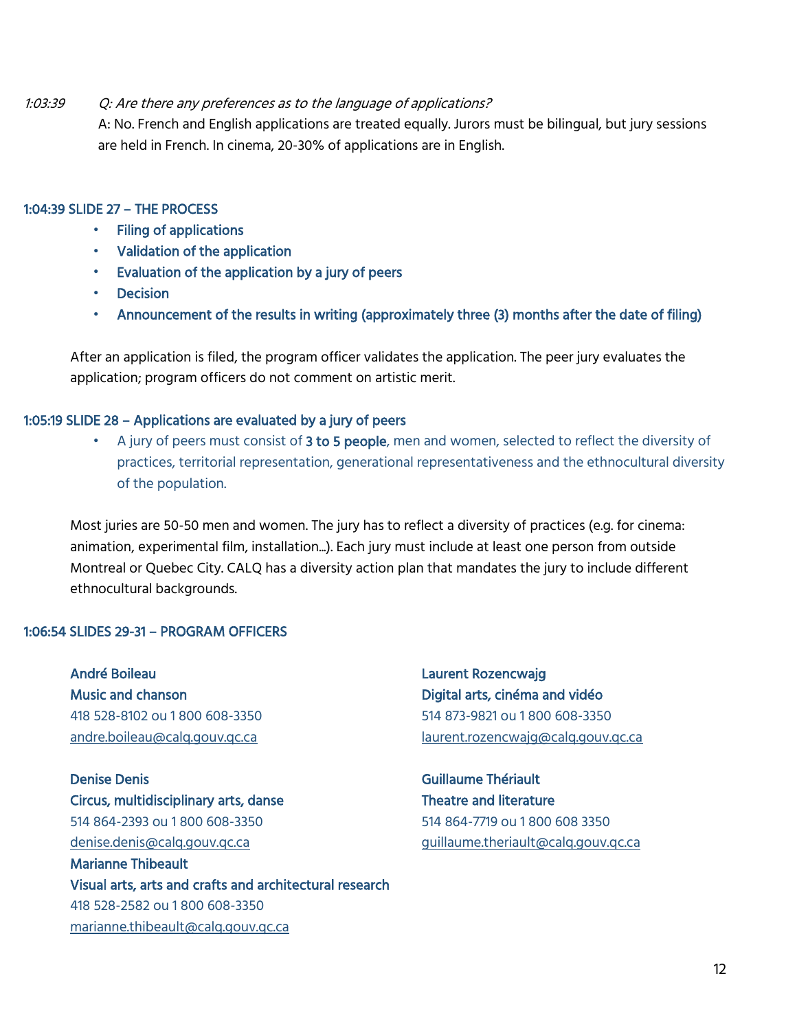*1:03:39* *Q: Are there any preferences as to the language of applications?*

A: No. French and English applications are treated equally. Jurors must be bilingual, but jury sessions are held in French. In cinema, 20-30% of applications are in English.

### 1:04:39 SLIDE 27 – THE PROCESS

- Filing of applications
- Validation of the application
- Evaluation of the application by a jury of peers
- Decision
- Announcement of the results in writing (approximately three (3) months after the date of filing)

After an application is filed, the program officer validates the application. The peer jury evaluates the application; program officers do not comment on artistic merit.

### 1:05:19 SLIDE 28 – Applications are evaluated by a jury of peers

- A jury of peers must consist of **3 to 5 people**, men and women, selected to reflect the diversity of practices, territorial representation, generational representativeness and the ethnocultural diversity of the population.

Most juries are 50-50 men and women. The jury has to reflect a diversity of practices (e.g. for cinema: animation, experimental film, installation…). Each jury must include at least one person from outside Montreal or Quebec City. CALQ has a diversity action plan that mandates the jury to include different ethnocultural backgrounds.

### 1:06:54 SLIDES 29-31 – PROGRAM OFFICERS

**André Boileau**
**Music and chanson**
418 528-8102 ou 1 800 608-3350
andre.boileau@calq.gouv.qc.ca

**Denise Denis**
**Circus, multidisciplinary arts, danse**
514 864-2393 ou 1 800 608-3350
denise.denis@calq.gouv.qc.ca

**Marianne Thibeault**
**Visual arts, arts and crafts and architectural research**
418 528-2582 ou 1 800 608-3350
marianne.thibeault@calq.gouv.qc.ca

**Laurent Rozencwajg**
**Digital arts, cinéma and vidéo**
514 873-9821 ou 1 800 608-3350
laurent.rozencwajg@calq.gouv.qc.ca

**Guillaume Thériault**
**Theatre and literature**
514 864-7719 ou 1 800 608 3350
guillaume.theriault@calq.gouv.qc.ca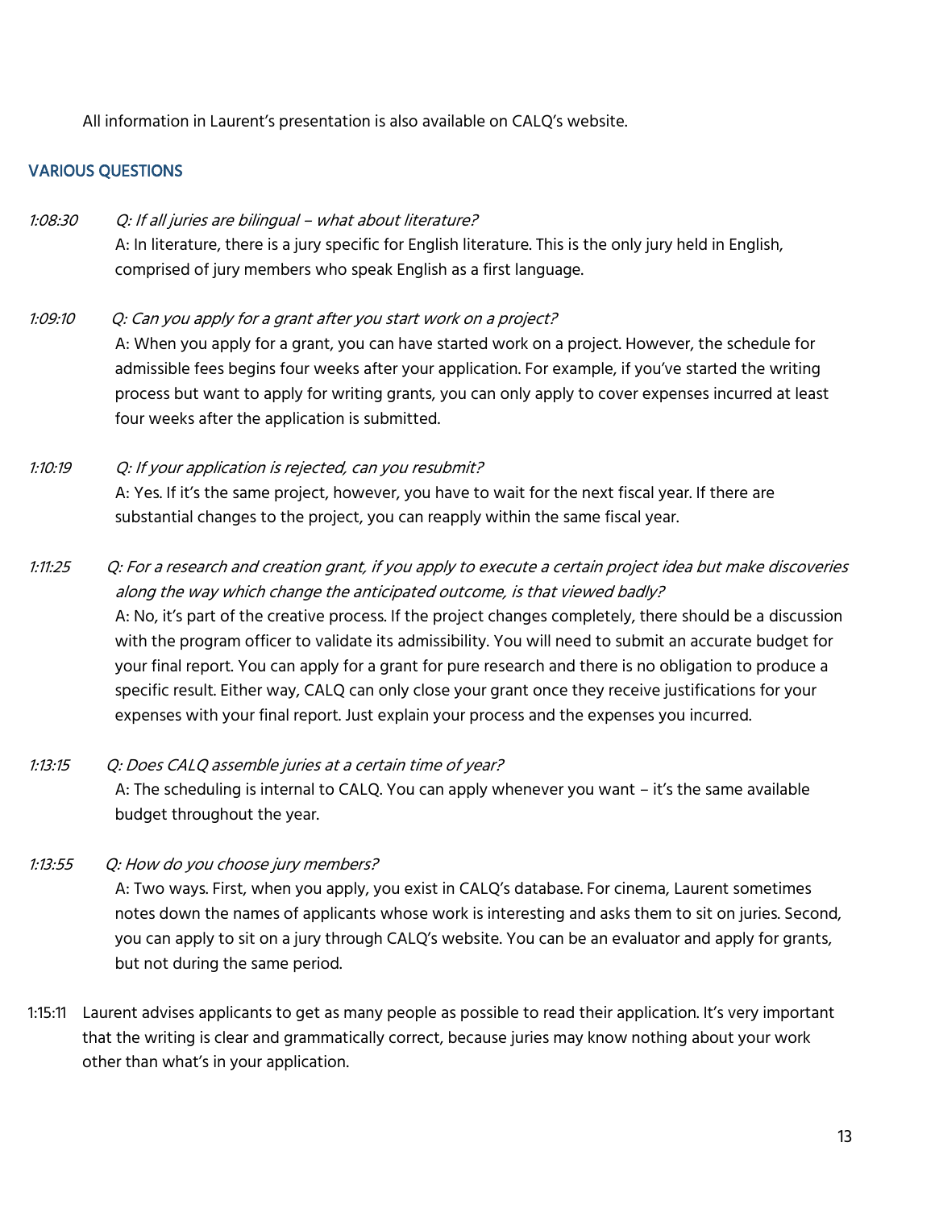All information in Laurent's presentation is also available on CALQ's website.

## VARIOUS QUESTIONS

*1:08:30* *Q: If all juries are bilingual – what about literature?*
A: In literature, there is a jury specific for English literature. This is the only jury held in English, comprised of jury members who speak English as a first language.

*1:09:10* *Q: Can you apply for a grant after you start work on a project?*
A: When you apply for a grant, you can have started work on a project. However, the schedule for admissible fees begins four weeks after your application. For example, if you've started the writing process but want to apply for writing grants, you can only apply to cover expenses incurred at least four weeks after the application is submitted.

*1:10:19* *Q: If your application is rejected, can you resubmit?*
A: Yes. If it's the same project, however, you have to wait for the next fiscal year. If there are substantial changes to the project, you can reapply within the same fiscal year.

*1:11:25* *Q: For a research and creation grant, if you apply to execute a certain project idea but make discoveries along the way which change the anticipated outcome, is that viewed badly?*
A: No, it's part of the creative process. If the project changes completely, there should be a discussion with the program officer to validate its admissibility. You will need to submit an accurate budget for your final report. You can apply for a grant for pure research and there is no obligation to produce a specific result. Either way, CALQ can only close your grant once they receive justifications for your expenses with your final report. Just explain your process and the expenses you incurred.

*1:13:15* *Q: Does CALQ assemble juries at a certain time of year?*
A: The scheduling is internal to CALQ. You can apply whenever you want – it's the same available budget throughout the year.

*1:13:55* *Q: How do you choose jury members?*
A: Two ways. First, when you apply, you exist in CALQ's database. For cinema, Laurent sometimes notes down the names of applicants whose work is interesting and asks them to sit on juries. Second, you can apply to sit on a jury through CALQ's website. You can be an evaluator and apply for grants, but not during the same period.

1:15:11 Laurent advises applicants to get as many people as possible to read their application. It's very important that the writing is clear and grammatically correct, because juries may know nothing about your work other than what's in your application.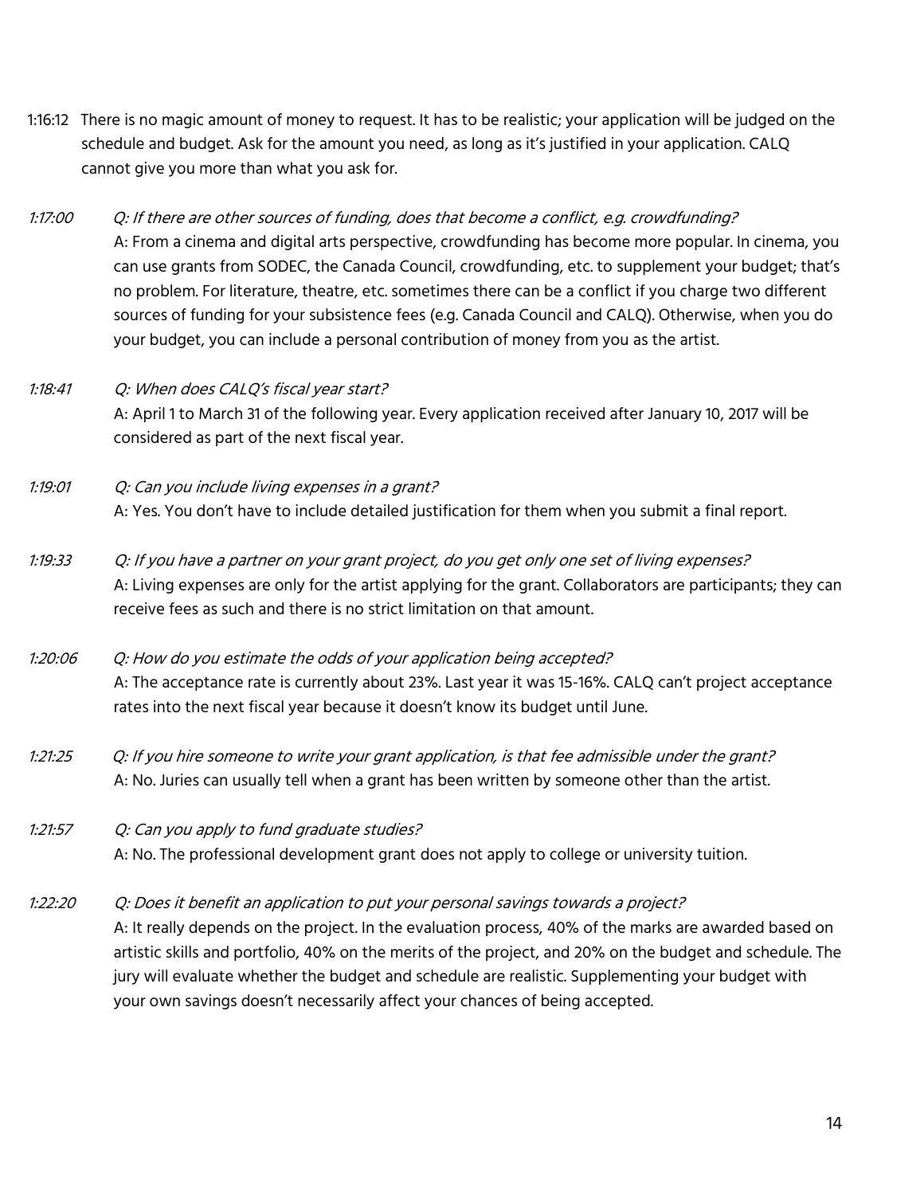1:16:12 There is no magic amount of money to request. It has to be realistic; your application will be judged on the schedule and budget. Ask for the amount you need, as long as it's justified in your application. CALQ cannot give you more than what you ask for.

*1:17:00* *Q: If there are other sources of funding, does that become a conflict, e.g. crowdfunding?*
A: From a cinema and digital arts perspective, crowdfunding has become more popular. In cinema, you can use grants from SODEC, the Canada Council, crowdfunding, etc. to supplement your budget; that's no problem. For literature, theatre, etc. sometimes there can be a conflict if you charge two different sources of funding for your subsistence fees (e.g. Canada Council and CALQ). Otherwise, when you do your budget, you can include a personal contribution of money from you as the artist.

*1:18:41* *Q: When does CALQ's fiscal year start?*
A: April 1 to March 31 of the following year. Every application received after January 10, 2017 will be considered as part of the next fiscal year.

*1:19:01* *Q: Can you include living expenses in a grant?*
A: Yes. You don't have to include detailed justification for them when you submit a final report.

*1:19:33* *Q: If you have a partner on your grant project, do you get only one set of living expenses?*
A: Living expenses are only for the artist applying for the grant. Collaborators are participants; they can receive fees as such and there is no strict limitation on that amount.

*1:20:06* *Q: How do you estimate the odds of your application being accepted?*
A: The acceptance rate is currently about 23%. Last year it was 15-16%. CALQ can't project acceptance rates into the next fiscal year because it doesn't know its budget until June.

*1:21:25* *Q: If you hire someone to write your grant application, is that fee admissible under the grant?*
A: No. Juries can usually tell when a grant has been written by someone other than the artist.

*1:21:57* *Q: Can you apply to fund graduate studies?*
A: No. The professional development grant does not apply to college or university tuition.

*1:22:20* *Q: Does it benefit an application to put your personal savings towards a project?*
A: It really depends on the project. In the evaluation process, 40% of the marks are awarded based on artistic skills and portfolio, 40% on the merits of the project, and 20% on the budget and schedule. The jury will evaluate whether the budget and schedule are realistic. Supplementing your budget with your own savings doesn't necessarily affect your chances of being accepted.